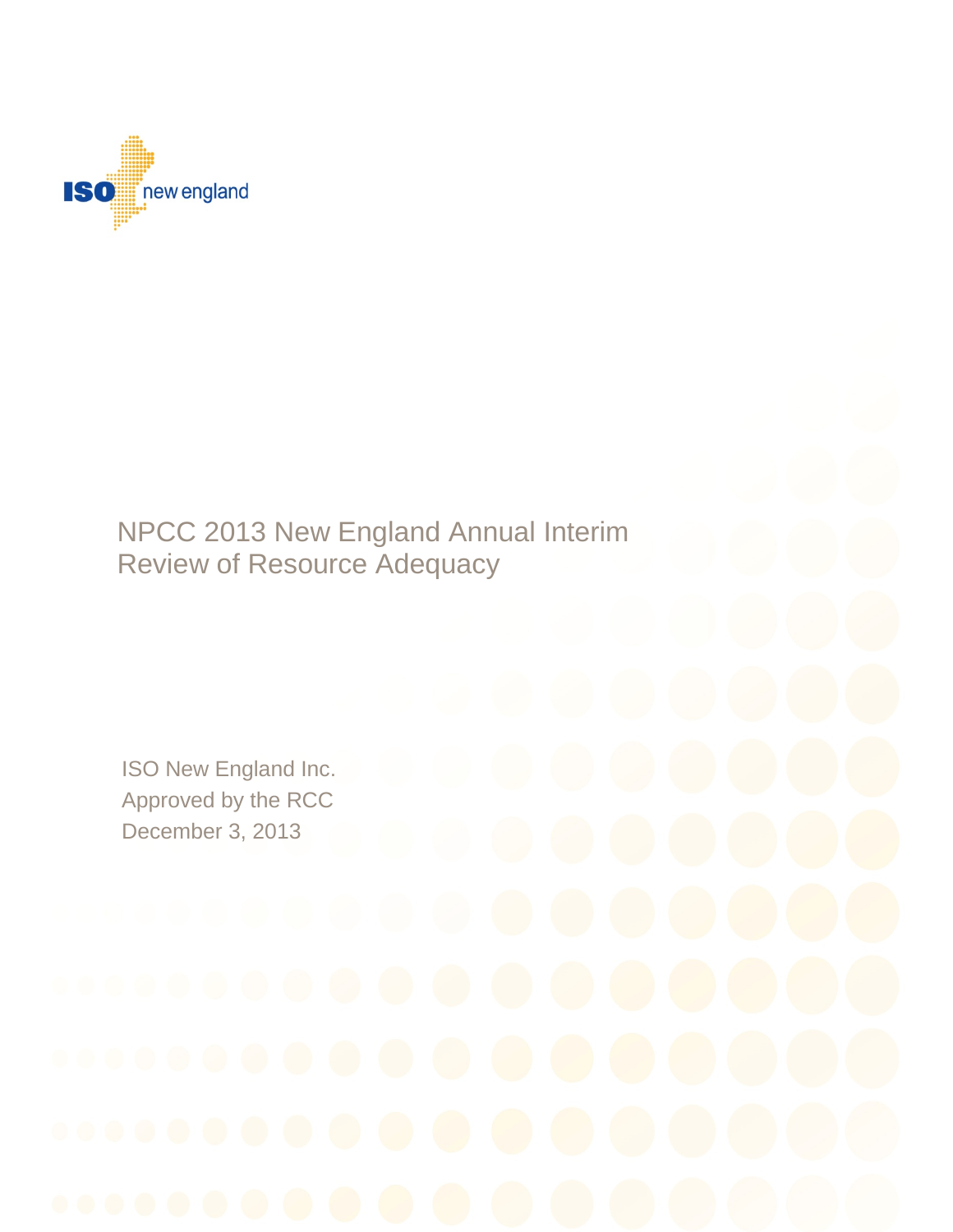ISO new england

# NPCC 2013 New England Annual Interim Review of Resource Adequacy

ISO New England Inc.
Approved by the RCC
December 3, 2013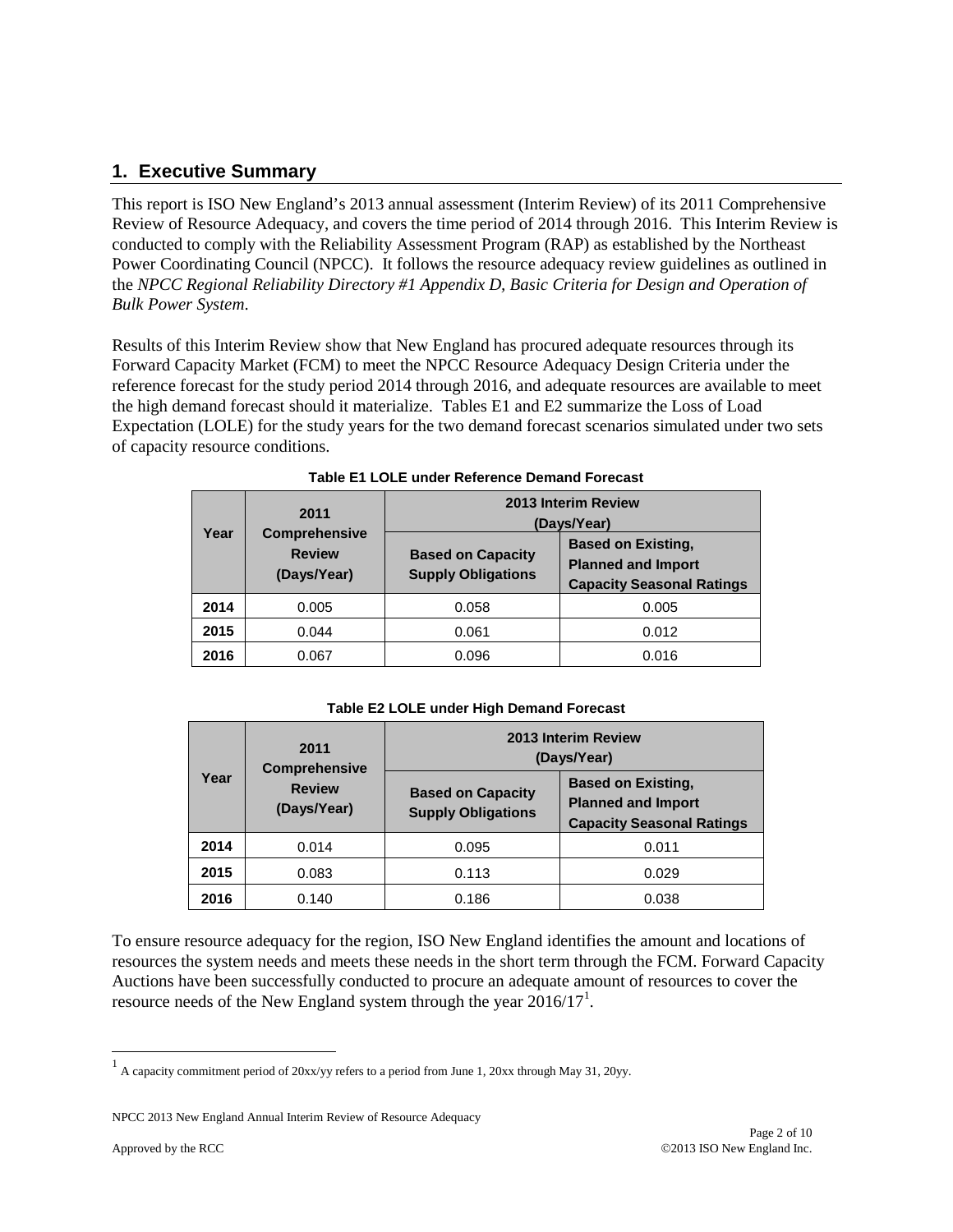## 1. Executive Summary

This report is ISO New England's 2013 annual assessment (Interim Review) of its 2011 Comprehensive Review of Resource Adequacy, and covers the time period of 2014 through 2016. This Interim Review is conducted to comply with the Reliability Assessment Program (RAP) as established by the Northeast Power Coordinating Council (NPCC). It follows the resource adequacy review guidelines as outlined in the *NPCC Regional Reliability Directory #1 Appendix D, Basic Criteria for Design and Operation of Bulk Power System*.

Results of this Interim Review show that New England has procured adequate resources through its Forward Capacity Market (FCM) to meet the NPCC Resource Adequacy Design Criteria under the reference forecast for the study period 2014 through 2016, and adequate resources are available to meet the high demand forecast should it materialize. Tables E1 and E2 summarize the Loss of Load Expectation (LOLE) for the study years for the two demand forecast scenarios simulated under two sets of capacity resource conditions.

**Table E1 LOLE under Reference Demand Forecast**

| Year | 2011 Comprehensive Review (Days/Year) | 2013 Interim Review (Days/Year) | |
|---|---|---|---|
| | | Based on Capacity Supply Obligations | Based on Existing, Planned and Import Capacity Seasonal Ratings |
| 2014 | 0.005 | 0.058 | 0.005 |
| 2015 | 0.044 | 0.061 | 0.012 |
| 2016 | 0.067 | 0.096 | 0.016 |

**Table E2 LOLE under High Demand Forecast**

| Year | 2011 Comprehensive Review (Days/Year) | 2013 Interim Review (Days/Year) | |
|---|---|---|---|
| | | Based on Capacity Supply Obligations | Based on Existing, Planned and Import Capacity Seasonal Ratings |
| 2014 | 0.014 | 0.095 | 0.011 |
| 2015 | 0.083 | 0.113 | 0.029 |
| 2016 | 0.140 | 0.186 | 0.038 |

To ensure resource adequacy for the region, ISO New England identifies the amount and locations of resources the system needs and meets these needs in the short term through the FCM. Forward Capacity Auctions have been successfully conducted to procure an adequate amount of resources to cover the resource needs of the New England system through the year 2016/17[1].

[1] A capacity commitment period of 20xx/yy refers to a period from June 1, 20xx through May 31, 20yy.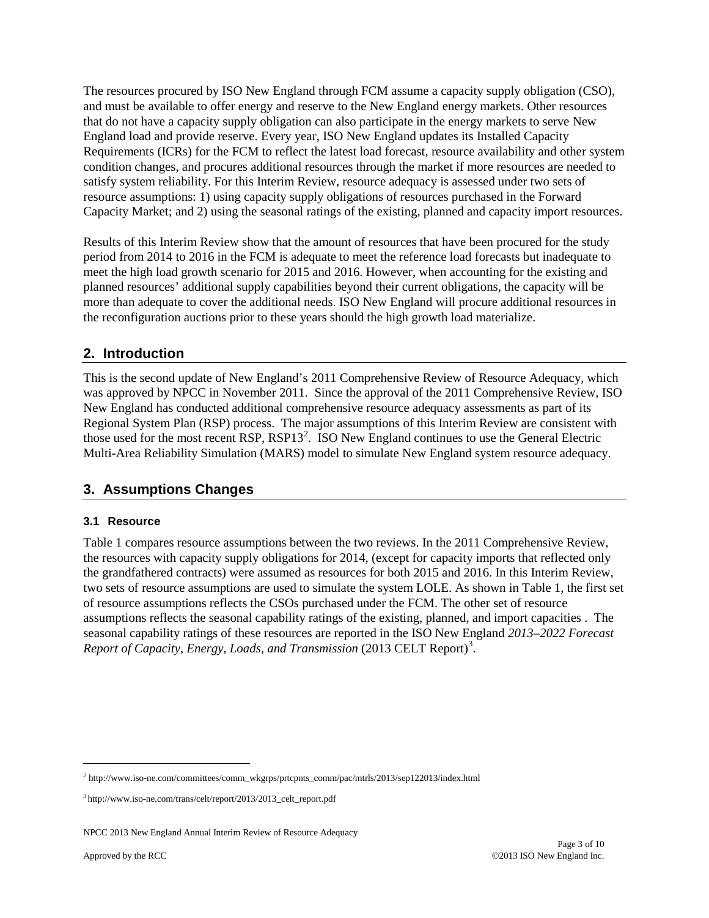The resources procured by ISO New England through FCM assume a capacity supply obligation (CSO), and must be available to offer energy and reserve to the New England energy markets. Other resources that do not have a capacity supply obligation can also participate in the energy markets to serve New England load and provide reserve. Every year, ISO New England updates its Installed Capacity Requirements (ICRs) for the FCM to reflect the latest load forecast, resource availability and other system condition changes, and procures additional resources through the market if more resources are needed to satisfy system reliability. For this Interim Review, resource adequacy is assessed under two sets of resource assumptions: 1) using capacity supply obligations of resources purchased in the Forward Capacity Market; and 2) using the seasonal ratings of the existing, planned and capacity import resources.

Results of this Interim Review show that the amount of resources that have been procured for the study period from 2014 to 2016 in the FCM is adequate to meet the reference load forecasts but inadequate to meet the high load growth scenario for 2015 and 2016. However, when accounting for the existing and planned resources' additional supply capabilities beyond their current obligations, the capacity will be more than adequate to cover the additional needs. ISO New England will procure additional resources in the reconfiguration auctions prior to these years should the high growth load materialize.

## 2. Introduction

This is the second update of New England's 2011 Comprehensive Review of Resource Adequacy, which was approved by NPCC in November 2011. Since the approval of the 2011 Comprehensive Review, ISO New England has conducted additional comprehensive resource adequacy assessments as part of its Regional System Plan (RSP) process. The major assumptions of this Interim Review are consistent with those used for the most recent RSP, RSP13[2]. ISO New England continues to use the General Electric Multi-Area Reliability Simulation (MARS) model to simulate New England system resource adequacy.

## 3. Assumptions Changes

### 3.1 Resource

Table 1 compares resource assumptions between the two reviews. In the 2011 Comprehensive Review, the resources with capacity supply obligations for 2014, (except for capacity imports that reflected only the grandfathered contracts) were assumed as resources for both 2015 and 2016. In this Interim Review, two sets of resource assumptions are used to simulate the system LOLE. As shown in Table 1, the first set of resource assumptions reflects the CSOs purchased under the FCM. The other set of resource assumptions reflects the seasonal capability ratings of the existing, planned, and import capacities . The seasonal capability ratings of these resources are reported in the ISO New England *2013–2022 Forecast Report of Capacity, Energy, Loads, and Transmission* (2013 CELT Report)[3].

---

[2] http://www.iso-ne.com/committees/comm_wkgrps/prtcpnts_comm/pac/mtrls/2013/sep122013/index.html

[3] http://www.iso-ne.com/trans/celt/report/2013/2013_celt_report.pdf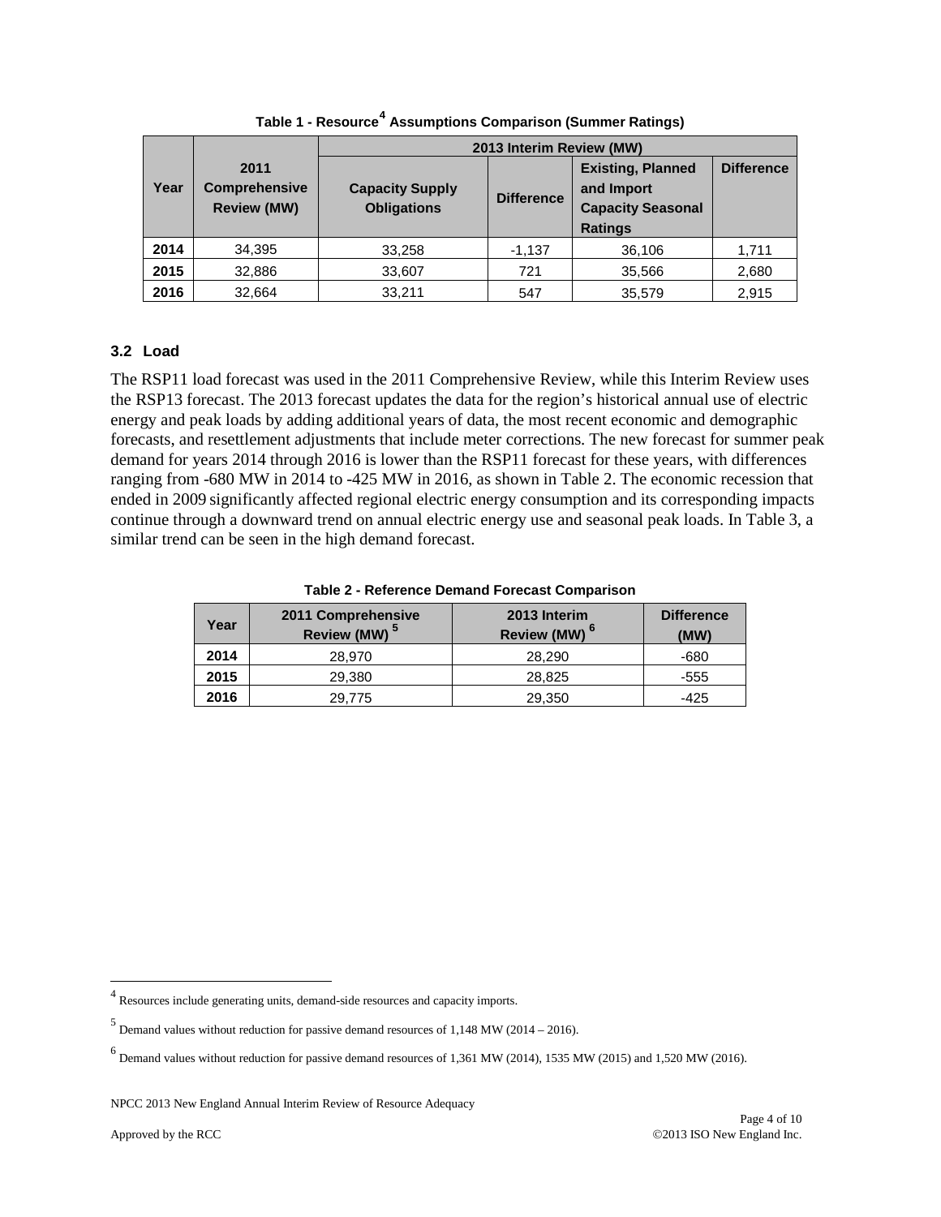Table 1 - Resource[4] Assumptions Comparison (Summer Ratings)

| Year | 2011 Comprehensive Review (MW) | 2013 Interim Review (MW) | | | |
|---|---|---|---|---|---|
| | | Capacity Supply Obligations | Difference | Existing, Planned and Import Capacity Seasonal Ratings | Difference |
| **2014** | 34,395 | 33,258 | -1,137 | 36,106 | 1,711 |
| **2015** | 32,886 | 33,607 | 721 | 35,566 | 2,680 |
| **2016** | 32,664 | 33,211 | 547 | 35,579 | 2,915 |

### 3.2 Load

The RSP11 load forecast was used in the 2011 Comprehensive Review, while this Interim Review uses the RSP13 forecast. The 2013 forecast updates the data for the region's historical annual use of electric energy and peak loads by adding additional years of data, the most recent economic and demographic forecasts, and resettlement adjustments that include meter corrections. The new forecast for summer peak demand for years 2014 through 2016 is lower than the RSP11 forecast for these years, with differences ranging from -680 MW in 2014 to -425 MW in 2016, as shown in Table 2. The economic recession that ended in 2009 significantly affected regional electric energy consumption and its corresponding impacts continue through a downward trend on annual electric energy use and seasonal peak loads. In Table 3, a similar trend can be seen in the high demand forecast.

Table 2 - Reference Demand Forecast Comparison

| Year | 2011 Comprehensive Review (MW) [5] | 2013 Interim Review (MW) [6] | Difference (MW) |
|---|---|---|---|
| **2014** | 28,970 | 28,290 | -680 |
| **2015** | 29,380 | 28,825 | -555 |
| **2016** | 29,775 | 29,350 | -425 |

[4] Resources include generating units, demand-side resources and capacity imports.

[5] Demand values without reduction for passive demand resources of 1,148 MW (2014 – 2016).

[6] Demand values without reduction for passive demand resources of 1,361 MW (2014), 1535 MW (2015) and 1,520 MW (2016).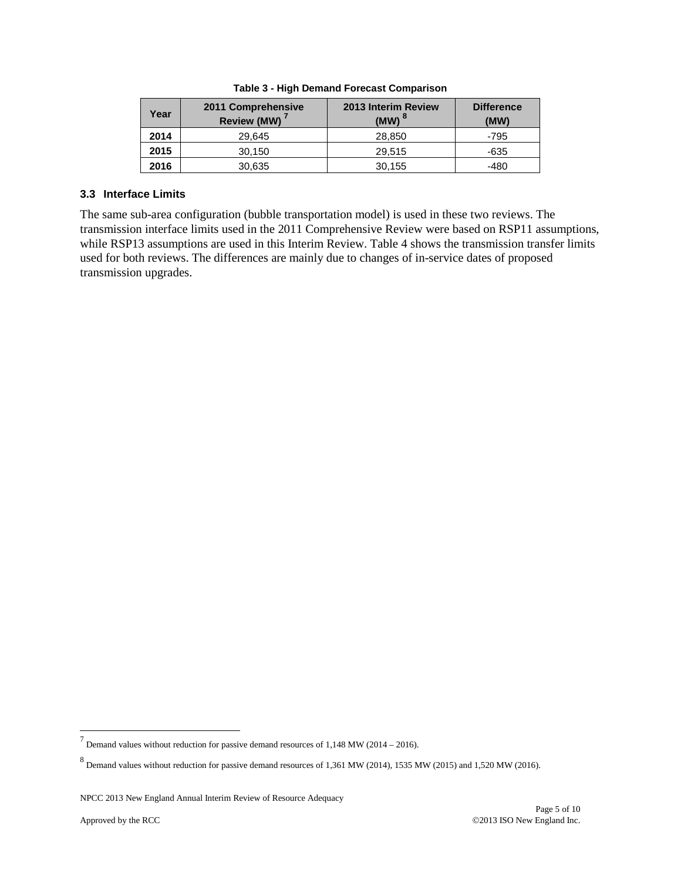**Table 3 - High Demand Forecast Comparison**

| Year | 2011 Comprehensive Review (MW) [7] | 2013 Interim Review (MW) [8] | Difference (MW) |
|---|---|---|---|
| **2014** | 29,645 | 28,850 | -795 |
| **2015** | 30,150 | 29,515 | -635 |
| **2016** | 30,635 | 30,155 | -480 |

### 3.3 Interface Limits

The same sub-area configuration (bubble transportation model) is used in these two reviews. The transmission interface limits used in the 2011 Comprehensive Review were based on RSP11 assumptions, while RSP13 assumptions are used in this Interim Review. Table 4 shows the transmission transfer limits used for both reviews. The differences are mainly due to changes of in-service dates of proposed transmission upgrades.

---

[7] Demand values without reduction for passive demand resources of 1,148 MW (2014 – 2016).

[8] Demand values without reduction for passive demand resources of 1,361 MW (2014), 1535 MW (2015) and 1,520 MW (2016).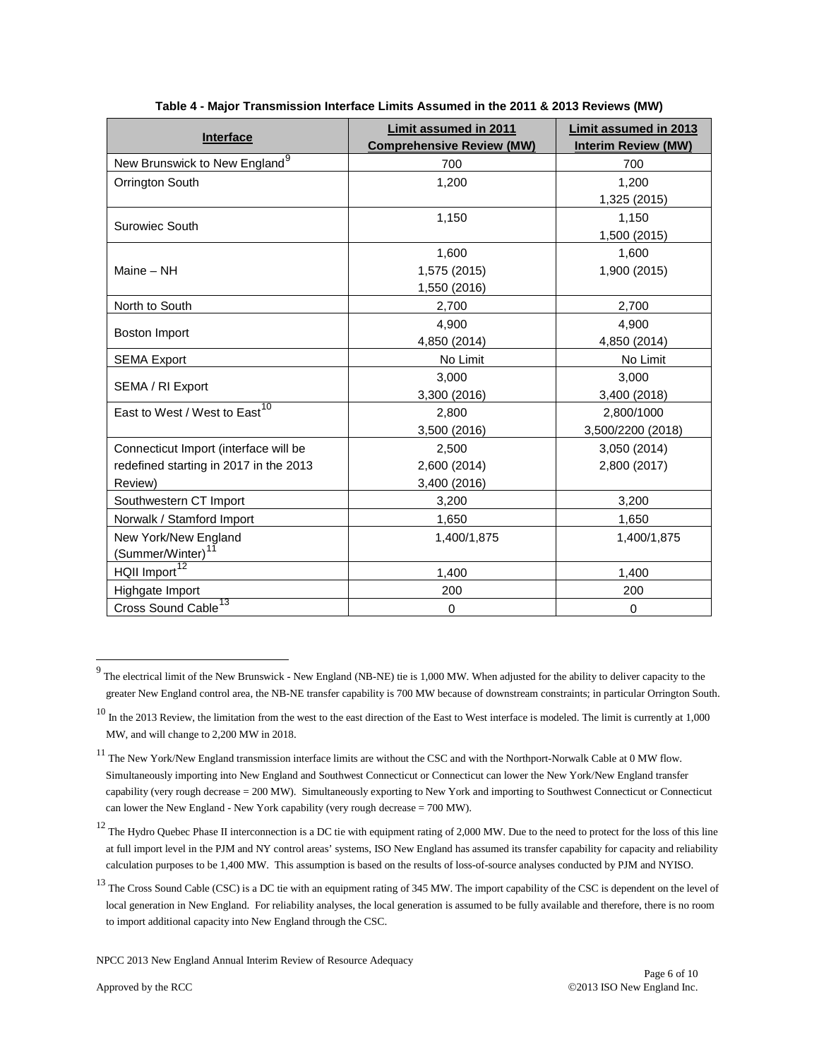**Table 4 - Major Transmission Interface Limits Assumed in the 2011 & 2013 Reviews (MW)**

| Interface | Limit assumed in 2011 Comprehensive Review (MW) | Limit assumed in 2013 Interim Review (MW) |
|---|---|---|
| New Brunswick to New England[9] | 700 | 700 |
| Orrington South | 1,200 | 1,200<br>1,325 (2015) |
| Surowiec South | 1,150 | 1,150<br>1,500 (2015) |
| Maine – NH | 1,600<br>1,575 (2015)<br>1,550 (2016) | 1,600<br>1,900 (2015) |
| North to South | 2,700 | 2,700 |
| Boston Import | 4,900<br>4,850 (2014) | 4,900<br>4,850 (2014) |
| SEMA Export | No Limit | No Limit |
| SEMA / RI Export | 3,000<br>3,300 (2016) | 3,000<br>3,400 (2018) |
| East to West / West to East[10] | 2,800<br>3,500 (2016) | 2,800/1000<br>3,500/2200 (2018) |
| Connecticut Import (interface will be redefined starting in 2017 in the 2013 Review) | 2,500<br>2,600 (2014)<br>3,400 (2016) | 3,050 (2014)<br>2,800 (2017) |
| Southwestern CT Import | 3,200 | 3,200 |
| Norwalk / Stamford Import | 1,650 | 1,650 |
| New York/New England (Summer/Winter)[11] | 1,400/1,875 | 1,400/1,875 |
| HQII Import[12] | 1,400 | 1,400 |
| Highgate Import | 200 | 200 |
| Cross Sound Cable[13] | 0 | 0 |

[9] The electrical limit of the New Brunswick - New England (NB-NE) tie is 1,000 MW. When adjusted for the ability to deliver capacity to the greater New England control area, the NB-NE transfer capability is 700 MW because of downstream constraints; in particular Orrington South.

[10] In the 2013 Review, the limitation from the west to the east direction of the East to West interface is modeled. The limit is currently at 1,000 MW, and will change to 2,200 MW in 2018.

[11] The New York/New England transmission interface limits are without the CSC and with the Northport-Norwalk Cable at 0 MW flow. Simultaneously importing into New England and Southwest Connecticut or Connecticut can lower the New York/New England transfer capability (very rough decrease = 200 MW). Simultaneously exporting to New York and importing to Southwest Connecticut or Connecticut can lower the New England - New York capability (very rough decrease = 700 MW).

[12] The Hydro Quebec Phase II interconnection is a DC tie with equipment rating of 2,000 MW. Due to the need to protect for the loss of this line at full import level in the PJM and NY control areas' systems, ISO New England has assumed its transfer capability for capacity and reliability calculation purposes to be 1,400 MW. This assumption is based on the results of loss-of-source analyses conducted by PJM and NYISO.

[13] The Cross Sound Cable (CSC) is a DC tie with an equipment rating of 345 MW. The import capability of the CSC is dependent on the level of local generation in New England. For reliability analyses, the local generation is assumed to be fully available and therefore, there is no room to import additional capacity into New England through the CSC.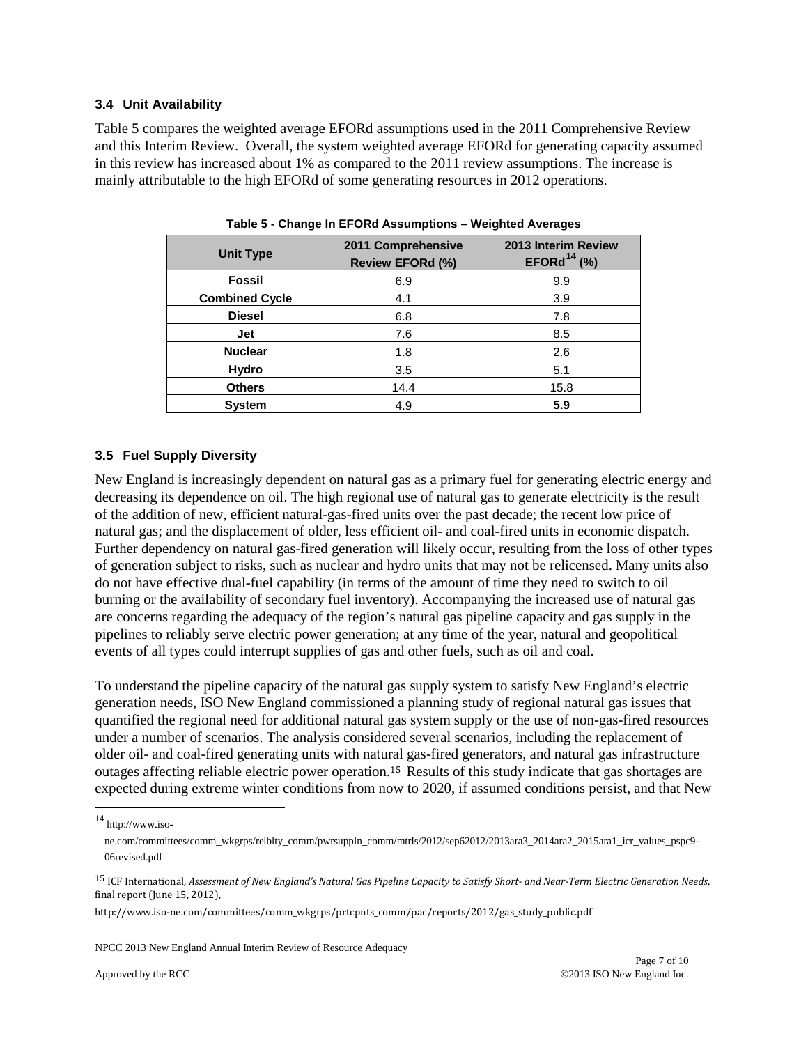### 3.4 Unit Availability

Table 5 compares the weighted average EFORd assumptions used in the 2011 Comprehensive Review and this Interim Review. Overall, the system weighted average EFORd for generating capacity assumed in this review has increased about 1% as compared to the 2011 review assumptions. The increase is mainly attributable to the high EFORd of some generating resources in 2012 operations.

**Table 5 - Change In EFORd Assumptions – Weighted Averages**

| Unit Type | 2011 Comprehensive Review EFORd (%) | 2013 Interim Review EFORd[14] (%) |
|---|---|---|
| **Fossil** | 6.9 | 9.9 |
| **Combined Cycle** | 4.1 | 3.9 |
| **Diesel** | 6.8 | 7.8 |
| **Jet** | 7.6 | 8.5 |
| **Nuclear** | 1.8 | 2.6 |
| **Hydro** | 3.5 | 5.1 |
| **Others** | 14.4 | 15.8 |
| **System** | 4.9 | **5.9** |

### 3.5 Fuel Supply Diversity

New England is increasingly dependent on natural gas as a primary fuel for generating electric energy and decreasing its dependence on oil. The high regional use of natural gas to generate electricity is the result of the addition of new, efficient natural-gas-fired units over the past decade; the recent low price of natural gas; and the displacement of older, less efficient oil- and coal-fired units in economic dispatch. Further dependency on natural gas-fired generation will likely occur, resulting from the loss of other types of generation subject to risks, such as nuclear and hydro units that may not be relicensed. Many units also do not have effective dual-fuel capability (in terms of the amount of time they need to switch to oil burning or the availability of secondary fuel inventory). Accompanying the increased use of natural gas are concerns regarding the adequacy of the region's natural gas pipeline capacity and gas supply in the pipelines to reliably serve electric power generation; at any time of the year, natural and geopolitical events of all types could interrupt supplies of gas and other fuels, such as oil and coal.

To understand the pipeline capacity of the natural gas supply system to satisfy New England's electric generation needs, ISO New England commissioned a planning study of regional natural gas issues that quantified the regional need for additional natural gas system supply or the use of non-gas-fired resources under a number of scenarios. The analysis considered several scenarios, including the replacement of older oil- and coal-fired generating units with natural gas-fired generators, and natural gas infrastructure outages affecting reliable electric power operation.[15] Results of this study indicate that gas shortages are expected during extreme winter conditions from now to 2020, if assumed conditions persist, and that New

---

[14] http://www.iso-ne.com/committees/comm_wkgrps/relblty_comm/pwrsuppln_comm/mtrls/2012/sep62012/2013ara3_2014ara2_2015ara1_icr_values_pspc9-06revised.pdf

[15] ICF International, *Assessment of New England's Natural Gas Pipeline Capacity to Satisfy Short- and Near-Term Electric Generation Needs*, final report (June 15, 2012), http://www.iso-ne.com/committees/comm_wkgrps/prtcpnts_comm/pac/reports/2012/gas_study_public.pdf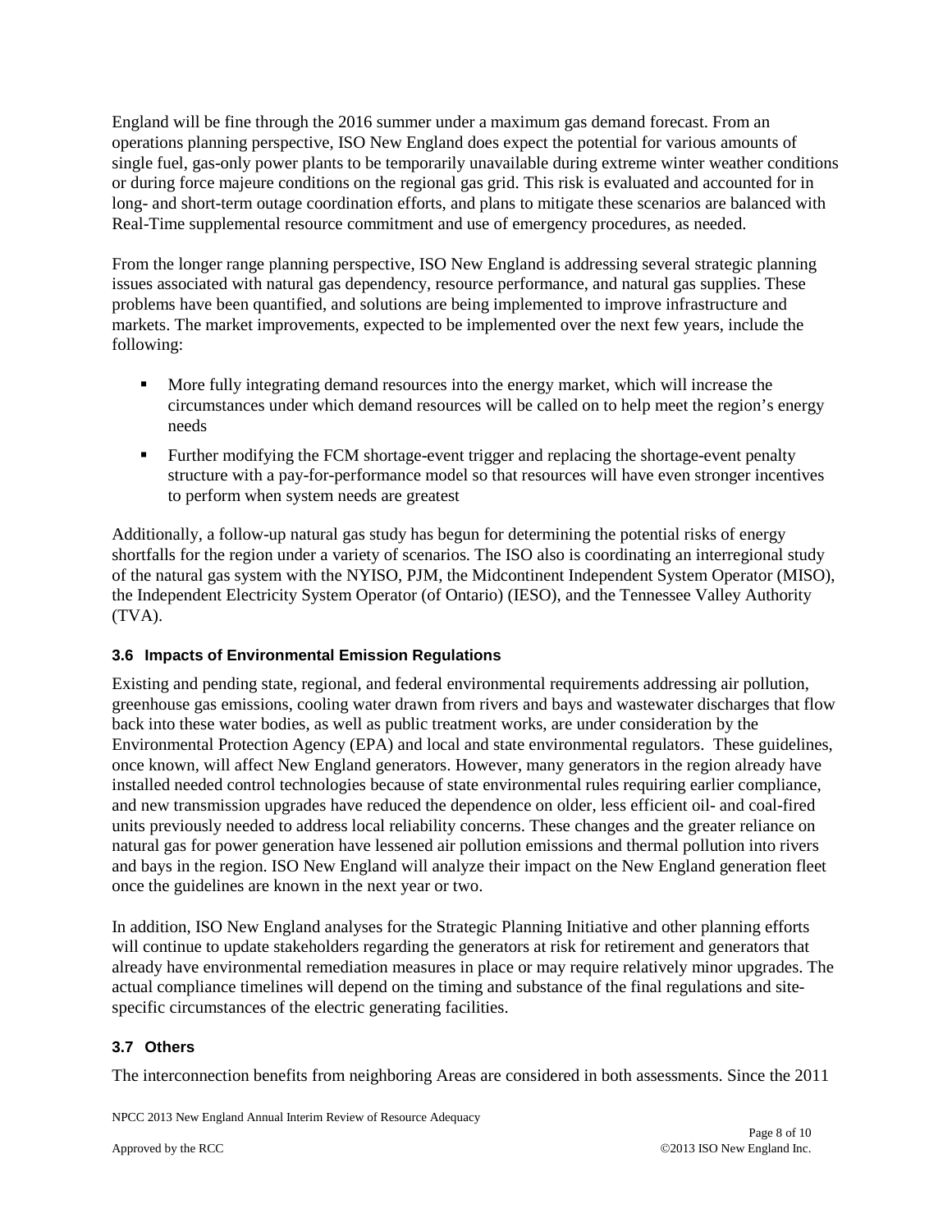England will be fine through the 2016 summer under a maximum gas demand forecast. From an operations planning perspective, ISO New England does expect the potential for various amounts of single fuel, gas-only power plants to be temporarily unavailable during extreme winter weather conditions or during force majeure conditions on the regional gas grid. This risk is evaluated and accounted for in long- and short-term outage coordination efforts, and plans to mitigate these scenarios are balanced with Real-Time supplemental resource commitment and use of emergency procedures, as needed.

From the longer range planning perspective, ISO New England is addressing several strategic planning issues associated with natural gas dependency, resource performance, and natural gas supplies. These problems have been quantified, and solutions are being implemented to improve infrastructure and markets. The market improvements, expected to be implemented over the next few years, include the following:

- More fully integrating demand resources into the energy market, which will increase the circumstances under which demand resources will be called on to help meet the region's energy needs
- Further modifying the FCM shortage-event trigger and replacing the shortage-event penalty structure with a pay-for-performance model so that resources will have even stronger incentives to perform when system needs are greatest

Additionally, a follow-up natural gas study has begun for determining the potential risks of energy shortfalls for the region under a variety of scenarios. The ISO also is coordinating an interregional study of the natural gas system with the NYISO, PJM, the Midcontinent Independent System Operator (MISO), the Independent Electricity System Operator (of Ontario) (IESO), and the Tennessee Valley Authority (TVA).

### 3.6 Impacts of Environmental Emission Regulations

Existing and pending state, regional, and federal environmental requirements addressing air pollution, greenhouse gas emissions, cooling water drawn from rivers and bays and wastewater discharges that flow back into these water bodies, as well as public treatment works, are under consideration by the Environmental Protection Agency (EPA) and local and state environmental regulators. These guidelines, once known, will affect New England generators. However, many generators in the region already have installed needed control technologies because of state environmental rules requiring earlier compliance, and new transmission upgrades have reduced the dependence on older, less efficient oil- and coal-fired units previously needed to address local reliability concerns. These changes and the greater reliance on natural gas for power generation have lessened air pollution emissions and thermal pollution into rivers and bays in the region. ISO New England will analyze their impact on the New England generation fleet once the guidelines are known in the next year or two.

In addition, ISO New England analyses for the Strategic Planning Initiative and other planning efforts will continue to update stakeholders regarding the generators at risk for retirement and generators that already have environmental remediation measures in place or may require relatively minor upgrades. The actual compliance timelines will depend on the timing and substance of the final regulations and site-specific circumstances of the electric generating facilities.

### 3.7 Others

The interconnection benefits from neighboring Areas are considered in both assessments. Since the 2011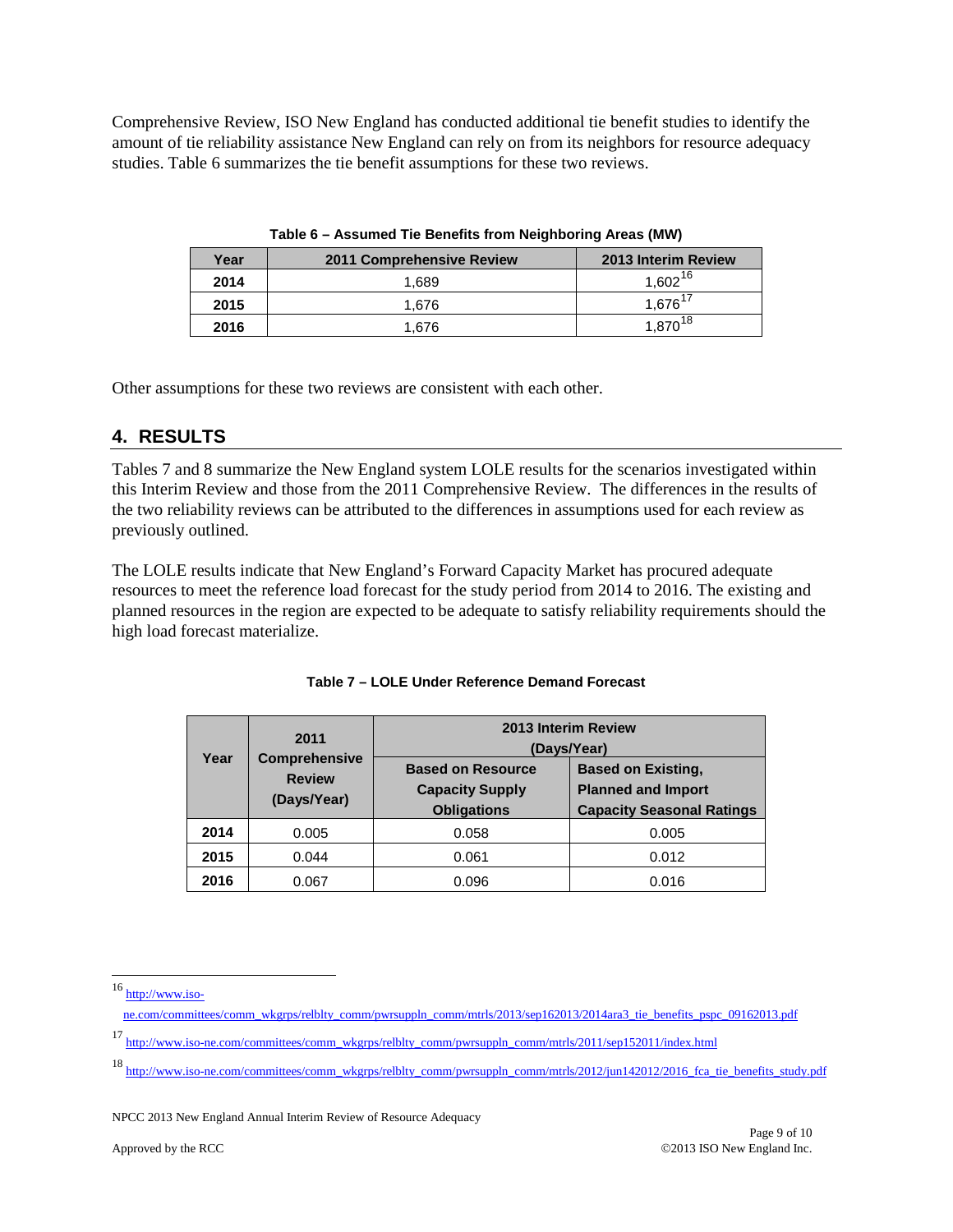Comprehensive Review, ISO New England has conducted additional tie benefit studies to identify the amount of tie reliability assistance New England can rely on from its neighbors for resource adequacy studies. Table 6 summarizes the tie benefit assumptions for these two reviews.

**Table 6 – Assumed Tie Benefits from Neighboring Areas (MW)**

| Year | 2011 Comprehensive Review | 2013 Interim Review |
|---|---|---|
| 2014 | 1,689 | 1,602[16] |
| 2015 | 1,676 | 1,676[17] |
| 2016 | 1,676 | 1,870[18] |

Other assumptions for these two reviews are consistent with each other.

## 4. RESULTS

Tables 7 and 8 summarize the New England system LOLE results for the scenarios investigated within this Interim Review and those from the 2011 Comprehensive Review. The differences in the results of the two reliability reviews can be attributed to the differences in assumptions used for each review as previously outlined.

The LOLE results indicate that New England's Forward Capacity Market has procured adequate resources to meet the reference load forecast for the study period from 2014 to 2016. The existing and planned resources in the region are expected to be adequate to satisfy reliability requirements should the high load forecast materialize.

**Table 7 – LOLE Under Reference Demand Forecast**

| Year | 2011 Comprehensive Review (Days/Year) | 2013 Interim Review (Days/Year) | |
|---|---|---|---|
| | | Based on Resource Capacity Supply Obligations | Based on Existing, Planned and Import Capacity Seasonal Ratings |
| 2014 | 0.005 | 0.058 | 0.005 |
| 2015 | 0.044 | 0.061 | 0.012 |
| 2016 | 0.067 | 0.096 | 0.016 |

[16] http://www.iso-ne.com/committees/comm_wkgrps/relblty_comm/pwrsuppln_comm/mtrls/2013/sep162013/2014ara3_tie_benefits_pspc_09162013.pdf

[17] http://www.iso-ne.com/committees/comm_wkgrps/relblty_comm/pwrsuppln_comm/mtrls/2011/sep152011/index.html

[18] http://www.iso-ne.com/committees/comm_wkgrps/relblty_comm/pwrsuppln_comm/mtrls/2012/jun142012/2016_fca_tie_benefits_study.pdf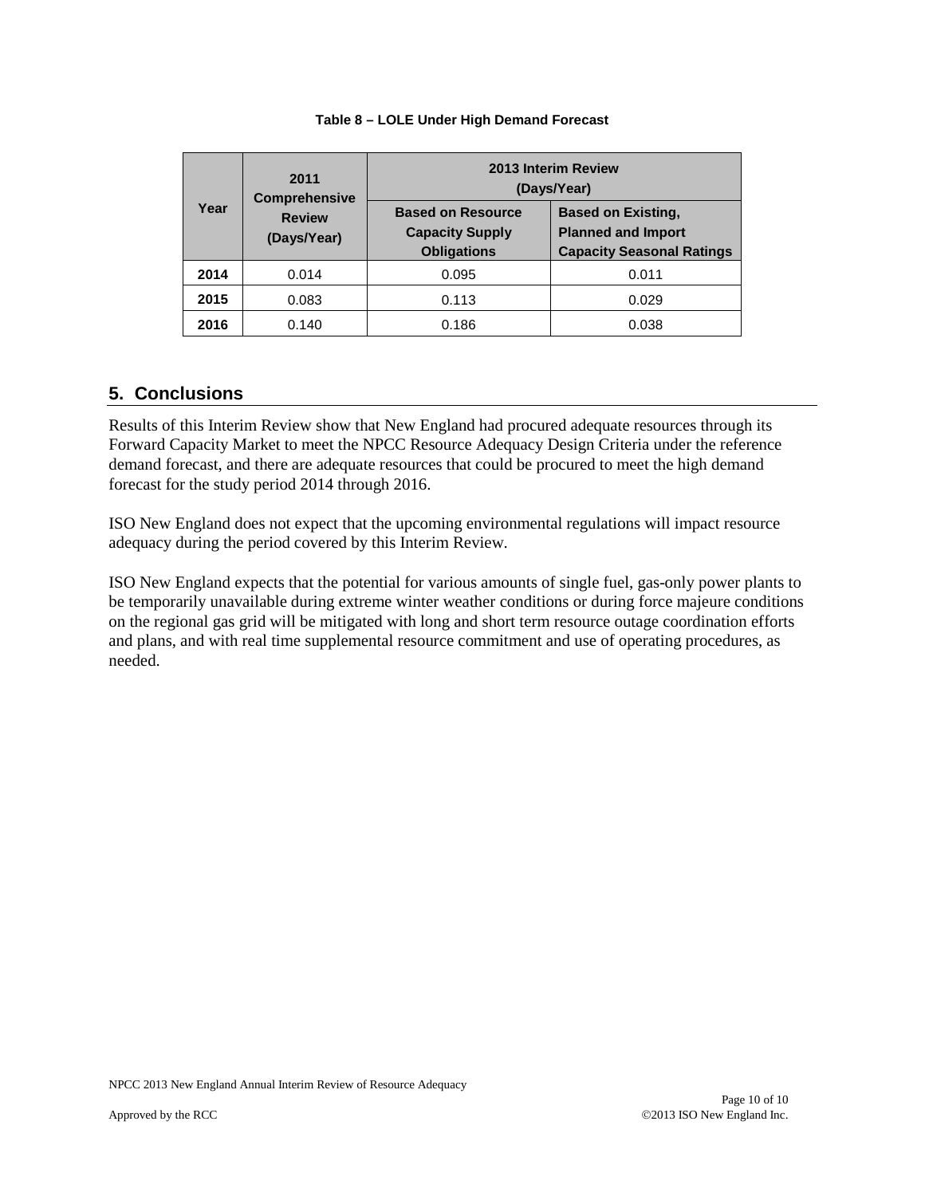**Table 8 – LOLE Under High Demand Forecast**

| Year | 2011 Comprehensive Review (Days/Year) | 2013 Interim Review (Days/Year) | |
|---|---|---|---|
| | | Based on Resource Capacity Supply Obligations | Based on Existing, Planned and Import Capacity Seasonal Ratings |
| **2014** | 0.014 | 0.095 | 0.011 |
| **2015** | 0.083 | 0.113 | 0.029 |
| **2016** | 0.140 | 0.186 | 0.038 |

## 5. Conclusions

Results of this Interim Review show that New England had procured adequate resources through its Forward Capacity Market to meet the NPCC Resource Adequacy Design Criteria under the reference demand forecast, and there are adequate resources that could be procured to meet the high demand forecast for the study period 2014 through 2016.

ISO New England does not expect that the upcoming environmental regulations will impact resource adequacy during the period covered by this Interim Review.

ISO New England expects that the potential for various amounts of single fuel, gas-only power plants to be temporarily unavailable during extreme winter weather conditions or during force majeure conditions on the regional gas grid will be mitigated with long and short term resource outage coordination efforts and plans, and with real time supplemental resource commitment and use of operating procedures, as needed.